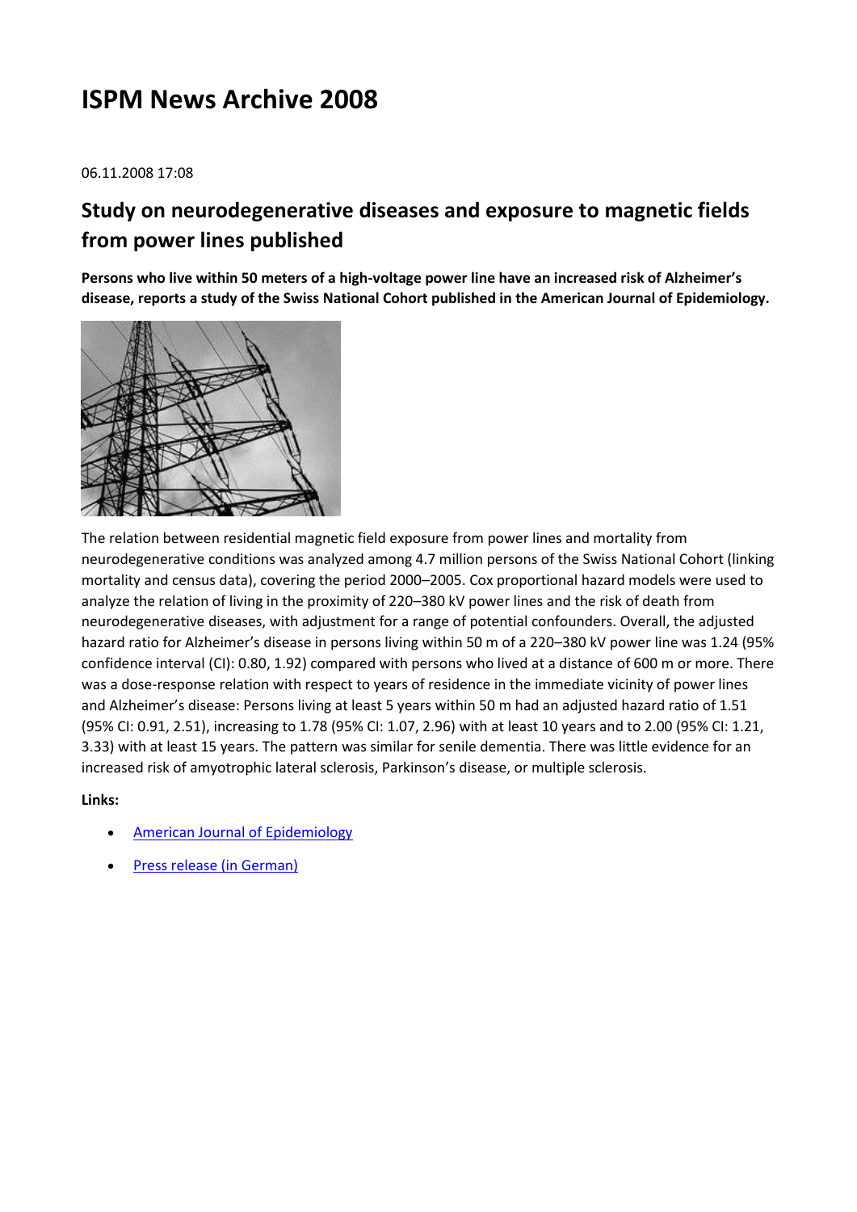# ISPM News Archive 2008

06.11.2008 17:08

## Study on neurodegenerative diseases and exposure to magnetic fields from power lines published

**Persons who live within 50 meters of a high-voltage power line have an increased risk of Alzheimer's disease, reports a study of the Swiss National Cohort published in the American Journal of Epidemiology.**

The relation between residential magnetic field exposure from power lines and mortality from neurodegenerative conditions was analyzed among 4.7 million persons of the Swiss National Cohort (linking mortality and census data), covering the period 2000–2005. Cox proportional hazard models were used to analyze the relation of living in the proximity of 220–380 kV power lines and the risk of death from neurodegenerative diseases, with adjustment for a range of potential confounders. Overall, the adjusted hazard ratio for Alzheimer's disease in persons living within 50 m of a 220–380 kV power line was 1.24 (95% confidence interval (CI): 0.80, 1.92) compared with persons who lived at a distance of 600 m or more. There was a dose-response relation with respect to years of residence in the immediate vicinity of power lines and Alzheimer's disease: Persons living at least 5 years within 50 m had an adjusted hazard ratio of 1.51 (95% CI: 0.91, 2.51), increasing to 1.78 (95% CI: 1.07, 2.96) with at least 10 years and to 2.00 (95% CI: 1.21, 3.33) with at least 15 years. The pattern was similar for senile dementia. There was little evidence for an increased risk of amyotrophic lateral sclerosis, Parkinson's disease, or multiple sclerosis.

**Links:**

- American Journal of Epidemiology
- Press release (in German)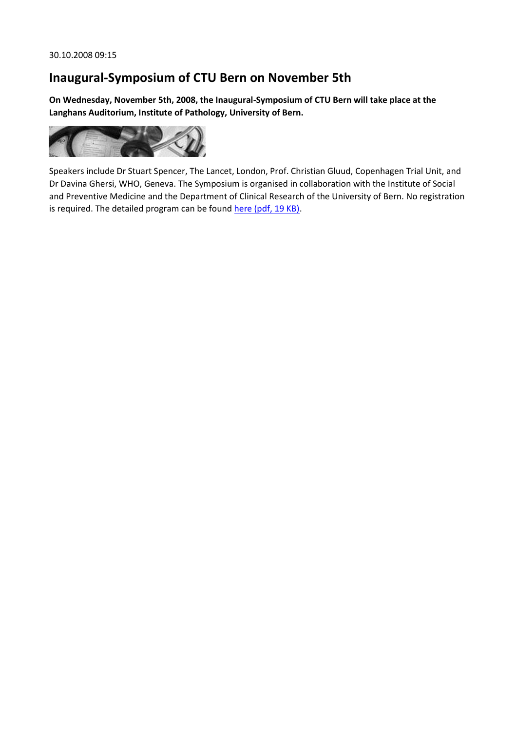30.10.2008 09:15

# Inaugural-Symposium of CTU Bern on November 5th

**On Wednesday, November 5th, 2008, the Inaugural-Symposium of CTU Bern will take place at the Langhans Auditorium, Institute of Pathology, University of Bern.**

Speakers include Dr Stuart Spencer, The Lancet, London, Prof. Christian Gluud, Copenhagen Trial Unit, and Dr Davina Ghersi, WHO, Geneva. The Symposium is organised in collaboration with the Institute of Social and Preventive Medicine and the Department of Clinical Research of the University of Bern. No registration is required. The detailed program can be found here (pdf, 19 KB).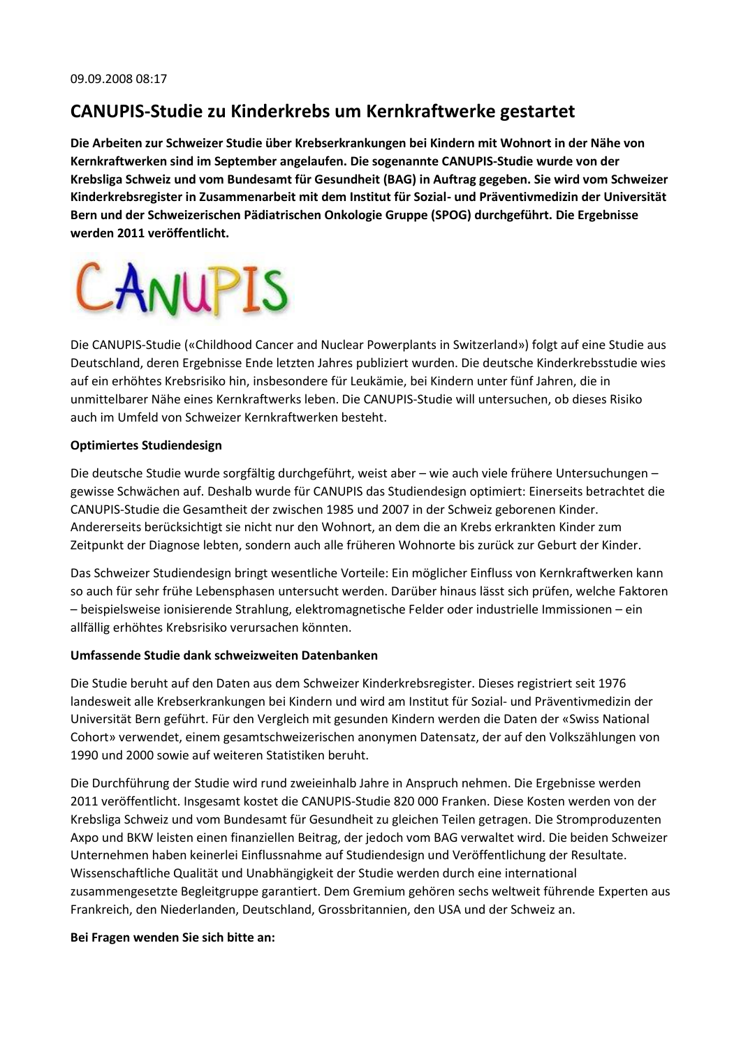09.09.2008 08:17

## CANUPIS-Studie zu Kinderkrebs um Kernkraftwerke gestartet

**Die Arbeiten zur Schweizer Studie über Krebserkrankungen bei Kindern mit Wohnort in der Nähe von Kernkraftwerken sind im September angelaufen. Die sogenannte CANUPIS-Studie wurde von der Krebsliga Schweiz und vom Bundesamt für Gesundheit (BAG) in Auftrag gegeben. Sie wird vom Schweizer Kinderkrebsregister in Zusammenarbeit mit dem Institut für Sozial- und Präventivmedizin der Universität Bern und der Schweizerischen Pädiatrischen Onkologie Gruppe (SPOG) durchgeführt. Die Ergebnisse werden 2011 veröffentlicht.**

CANUPIS

Die CANUPIS-Studie («Childhood Cancer and Nuclear Powerplants in Switzerland») folgt auf eine Studie aus Deutschland, deren Ergebnisse Ende letzten Jahres publiziert wurden. Die deutsche Kinderkrebsstudie wies auf ein erhöhtes Krebsrisiko hin, insbesondere für Leukämie, bei Kindern unter fünf Jahren, die in unmittelbarer Nähe eines Kernkraftwerks leben. Die CANUPIS-Studie will untersuchen, ob dieses Risiko auch im Umfeld von Schweizer Kernkraftwerken besteht.

**Optimiertes Studiendesign**

Die deutsche Studie wurde sorgfältig durchgeführt, weist aber – wie auch viele frühere Untersuchungen – gewisse Schwächen auf. Deshalb wurde für CANUPIS das Studiendesign optimiert: Einerseits betrachtet die CANUPIS-Studie die Gesamtheit der zwischen 1985 und 2007 in der Schweiz geborenen Kinder. Andererseits berücksichtigt sie nicht nur den Wohnort, an dem die an Krebs erkrankten Kinder zum Zeitpunkt der Diagnose lebten, sondern auch alle früheren Wohnorte bis zurück zur Geburt der Kinder.

Das Schweizer Studiendesign bringt wesentliche Vorteile: Ein möglicher Einfluss von Kernkraftwerken kann so auch für sehr frühe Lebensphasen untersucht werden. Darüber hinaus lässt sich prüfen, welche Faktoren – beispielsweise ionisierende Strahlung, elektromagnetische Felder oder industrielle Immissionen – ein allfällig erhöhtes Krebsrisiko verursachen könnten.

**Umfassende Studie dank schweizweiten Datenbanken**

Die Studie beruht auf den Daten aus dem Schweizer Kinderkrebsregister. Dieses registriert seit 1976 landesweit alle Krebserkrankungen bei Kindern und wird am Institut für Sozial- und Präventivmedizin der Universität Bern geführt. Für den Vergleich mit gesunden Kindern werden die Daten der «Swiss National Cohort» verwendet, einem gesamtschweizerischen anonymen Datensatz, der auf den Volkszählungen von 1990 und 2000 sowie auf weiteren Statistiken beruht.

Die Durchführung der Studie wird rund zweieinhalb Jahre in Anspruch nehmen. Die Ergebnisse werden 2011 veröffentlicht. Insgesamt kostet die CANUPIS-Studie 820 000 Franken. Diese Kosten werden von der Krebsliga Schweiz und vom Bundesamt für Gesundheit zu gleichen Teilen getragen. Die Stromproduzenten Axpo und BKW leisten einen finanziellen Beitrag, der jedoch vom BAG verwaltet wird. Die beiden Schweizer Unternehmen haben keinerlei Einflussnahme auf Studiendesign und Veröffentlichung der Resultate. Wissenschaftliche Qualität und Unabhängigkeit der Studie werden durch eine international zusammengesetzte Begleitgruppe garantiert. Dem Gremium gehören sechs weltweit führende Experten aus Frankreich, den Niederlanden, Deutschland, Grossbritannien, den USA und der Schweiz an.

**Bei Fragen wenden Sie sich bitte an:**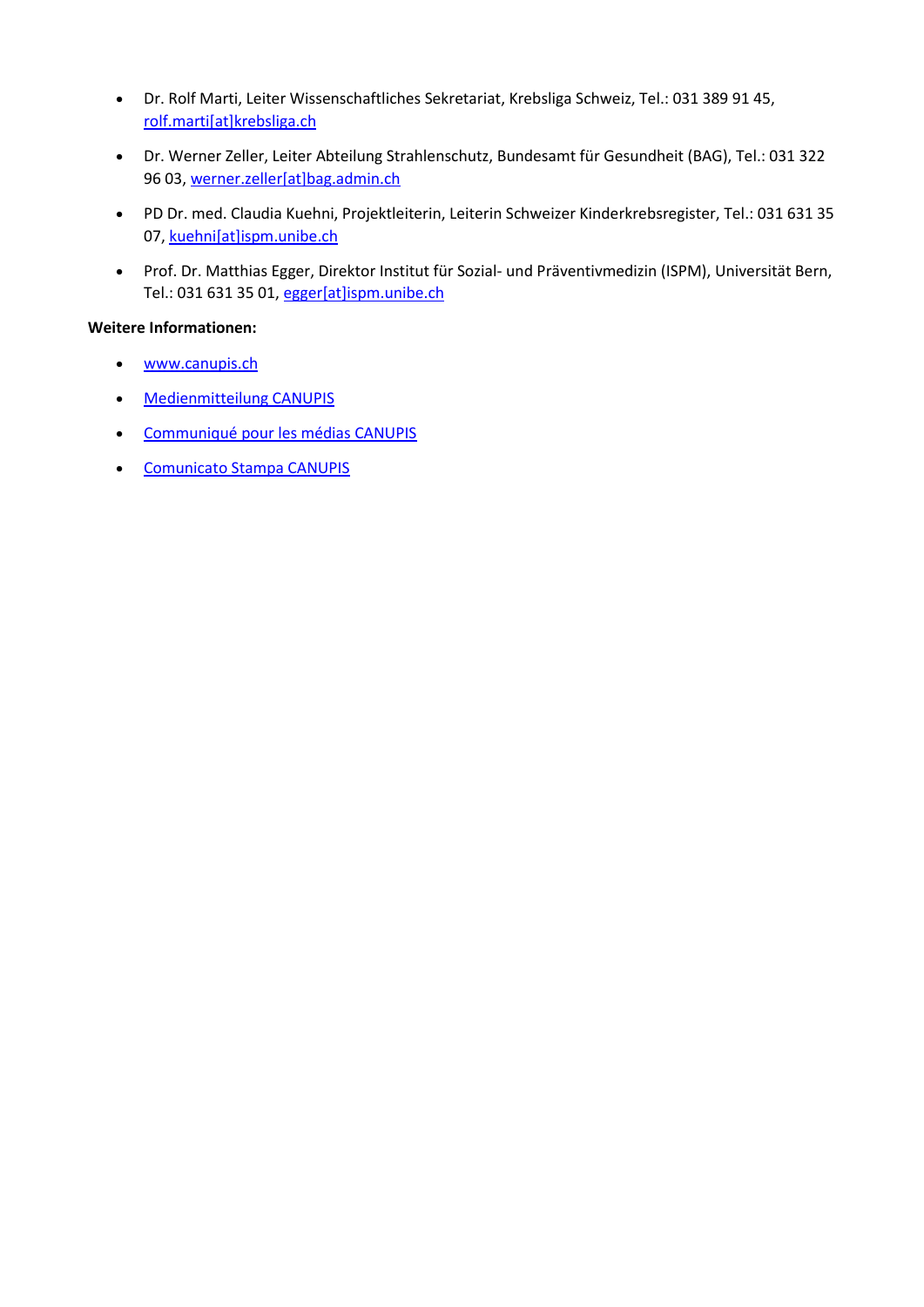- Dr. Rolf Marti, Leiter Wissenschaftliches Sekretariat, Krebsliga Schweiz, Tel.: 031 389 91 45, rolf.marti[at]krebsliga.ch
- Dr. Werner Zeller, Leiter Abteilung Strahlenschutz, Bundesamt für Gesundheit (BAG), Tel.: 031 322 96 03, werner.zeller[at]bag.admin.ch
- PD Dr. med. Claudia Kuehni, Projektleiterin, Leiterin Schweizer Kinderkrebsregister, Tel.: 031 631 35 07, kuehni[at]ispm.unibe.ch
- Prof. Dr. Matthias Egger, Direktor Institut für Sozial- und Präventivmedizin (ISPM), Universität Bern, Tel.: 031 631 35 01, egger[at]ispm.unibe.ch

**Weitere Informationen:**

- www.canupis.ch
- Medienmitteilung CANUPIS
- Communiqué pour les médias CANUPIS
- Comunicato Stampa CANUPIS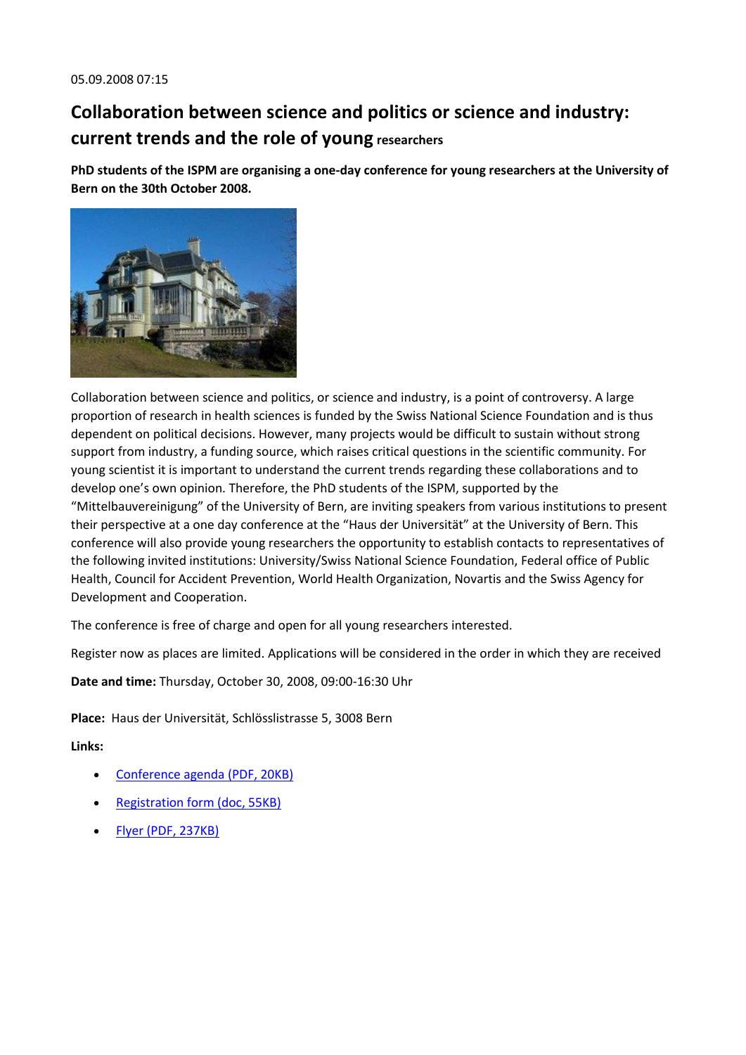05.09.2008 07:15

## Collaboration between science and politics or science and industry: current trends and the role of young researchers

**PhD students of the ISPM are organising a one-day conference for young researchers at the University of Bern on the 30th October 2008.**

Collaboration between science and politics, or science and industry, is a point of controversy. A large proportion of research in health sciences is funded by the Swiss National Science Foundation and is thus dependent on political decisions. However, many projects would be difficult to sustain without strong support from industry, a funding source, which raises critical questions in the scientific community. For young scientist it is important to understand the current trends regarding these collaborations and to develop one's own opinion. Therefore, the PhD students of the ISPM, supported by the "Mittelbauvereinigung" of the University of Bern, are inviting speakers from various institutions to present their perspective at a one day conference at the "Haus der Universität" at the University of Bern. This conference will also provide young researchers the opportunity to establish contacts to representatives of the following invited institutions: University/Swiss National Science Foundation, Federal office of Public Health, Council for Accident Prevention, World Health Organization, Novartis and the Swiss Agency for Development and Cooperation.

The conference is free of charge and open for all young researchers interested.

Register now as places are limited. Applications will be considered in the order in which they are received

**Date and time:** Thursday, October 30, 2008, 09:00-16:30 Uhr

**Place:** Haus der Universität, Schlösslistrasse 5, 3008 Bern

**Links:**

- Conference agenda (PDF, 20KB)
- Registration form (doc, 55KB)
- Flyer (PDF, 237KB)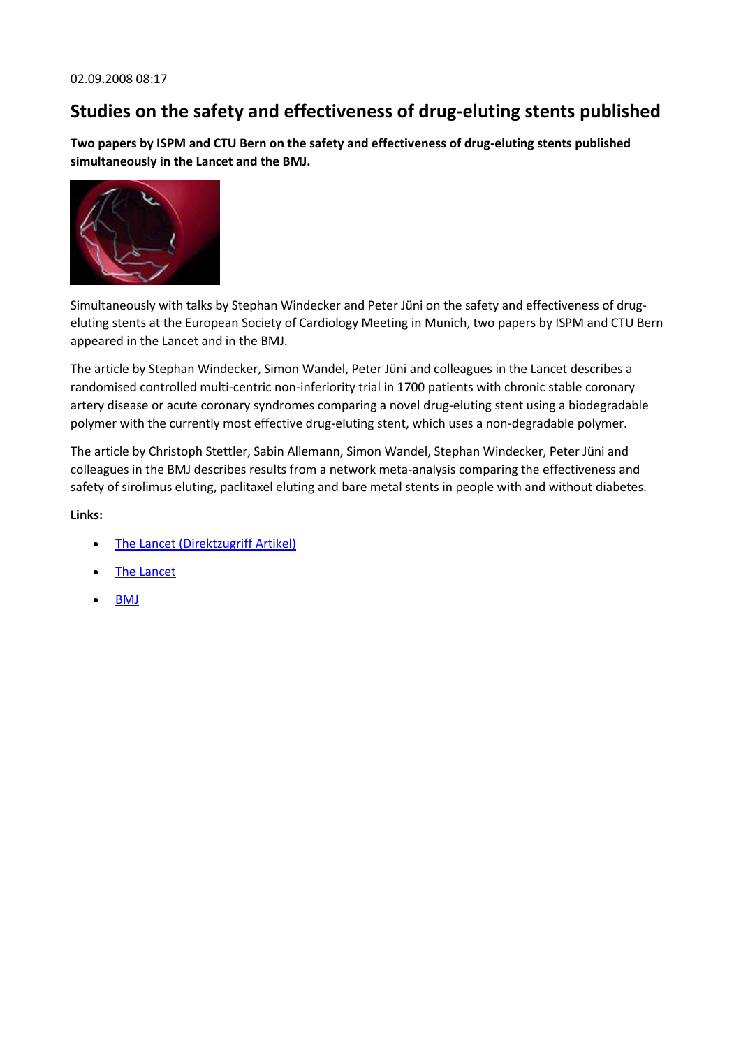02.09.2008 08:17

# Studies on the safety and effectiveness of drug-eluting stents published

**Two papers by ISPM and CTU Bern on the safety and effectiveness of drug-eluting stents published simultaneously in the Lancet and the BMJ.**

Simultaneously with talks by Stephan Windecker and Peter Jüni on the safety and effectiveness of drug-eluting stents at the European Society of Cardiology Meeting in Munich, two papers by ISPM and CTU Bern appeared in the Lancet and in the BMJ.

The article by Stephan Windecker, Simon Wandel, Peter Jüni and colleagues in the Lancet describes a randomised controlled multi-centric non-inferiority trial in 1700 patients with chronic stable coronary artery disease or acute coronary syndromes comparing a novel drug-eluting stent using a biodegradable polymer with the currently most effective drug-eluting stent, which uses a non-degradable polymer.

The article by Christoph Stettler, Sabin Allemann, Simon Wandel, Stephan Windecker, Peter Jüni and colleagues in the BMJ describes results from a network meta-analysis comparing the effectiveness and safety of sirolimus eluting, paclitaxel eluting and bare metal stents in people with and without diabetes.

**Links:**

- The Lancet (Direktzugriff Artikel)
- The Lancet
- BMJ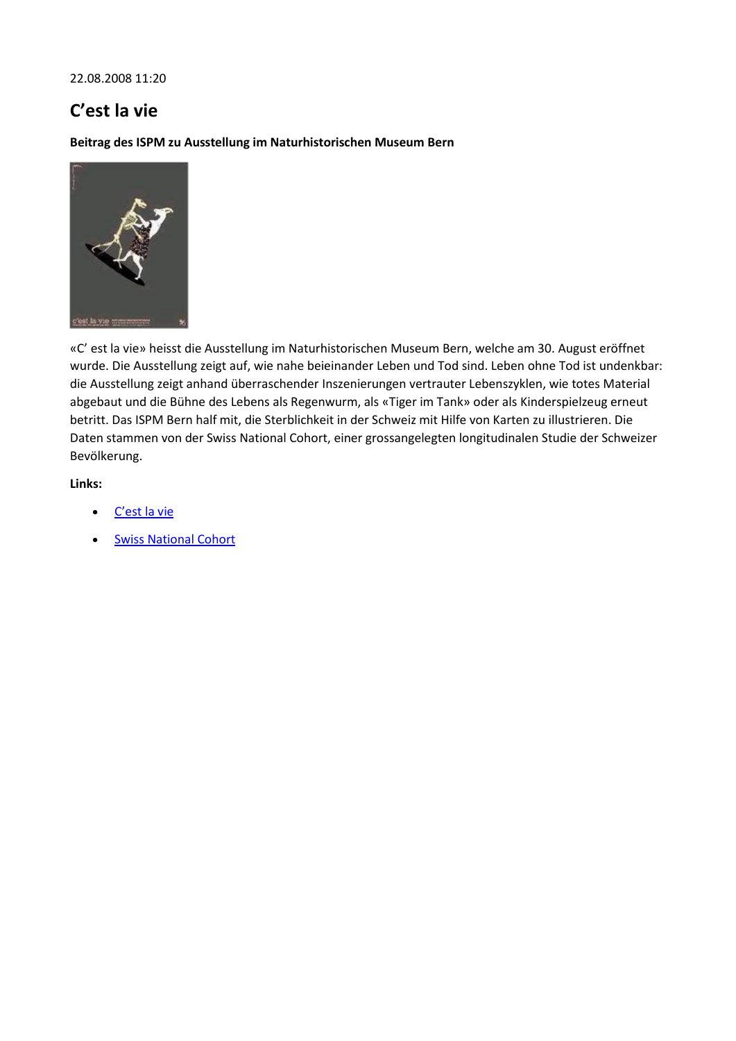22.08.2008 11:20

# C'est la vie

**Beitrag des ISPM zu Ausstellung im Naturhistorischen Museum Bern**

«C' est la vie» heisst die Ausstellung im Naturhistorischen Museum Bern, welche am 30. August eröffnet wurde. Die Ausstellung zeigt auf, wie nahe beieinander Leben und Tod sind. Leben ohne Tod ist undenkbar: die Ausstellung zeigt anhand überraschender Inszenierungen vertrauter Lebenszyklen, wie totes Material abgebaut und die Bühne des Lebens als Regenwurm, als «Tiger im Tank» oder als Kinderspielzeug erneut betritt. Das ISPM Bern half mit, die Sterblichkeit in der Schweiz mit Hilfe von Karten zu illustrieren. Die Daten stammen von der Swiss National Cohort, einer grossangelegten longitudinalen Studie der Schweizer Bevölkerung.

**Links:**

- C'est la vie
- Swiss National Cohort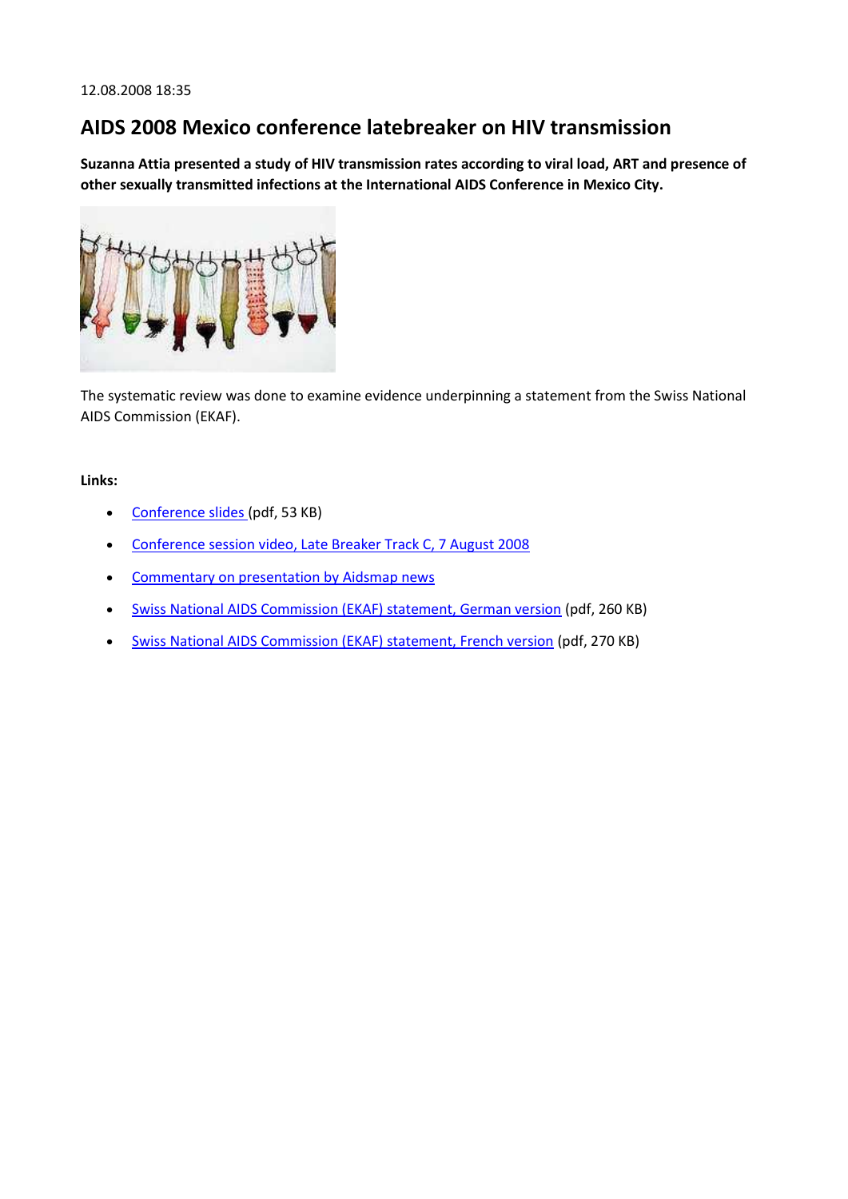12.08.2008 18:35

# AIDS 2008 Mexico conference latebreaker on HIV transmission

**Suzanna Attia presented a study of HIV transmission rates according to viral load, ART and presence of other sexually transmitted infections at the International AIDS Conference in Mexico City.**

The systematic review was done to examine evidence underpinning a statement from the Swiss National AIDS Commission (EKAF).

**Links:**

- Conference slides (pdf, 53 KB)
- Conference session video, Late Breaker Track C, 7 August 2008
- Commentary on presentation by Aidsmap news
- Swiss National AIDS Commission (EKAF) statement, German version (pdf, 260 KB)
- Swiss National AIDS Commission (EKAF) statement, French version (pdf, 270 KB)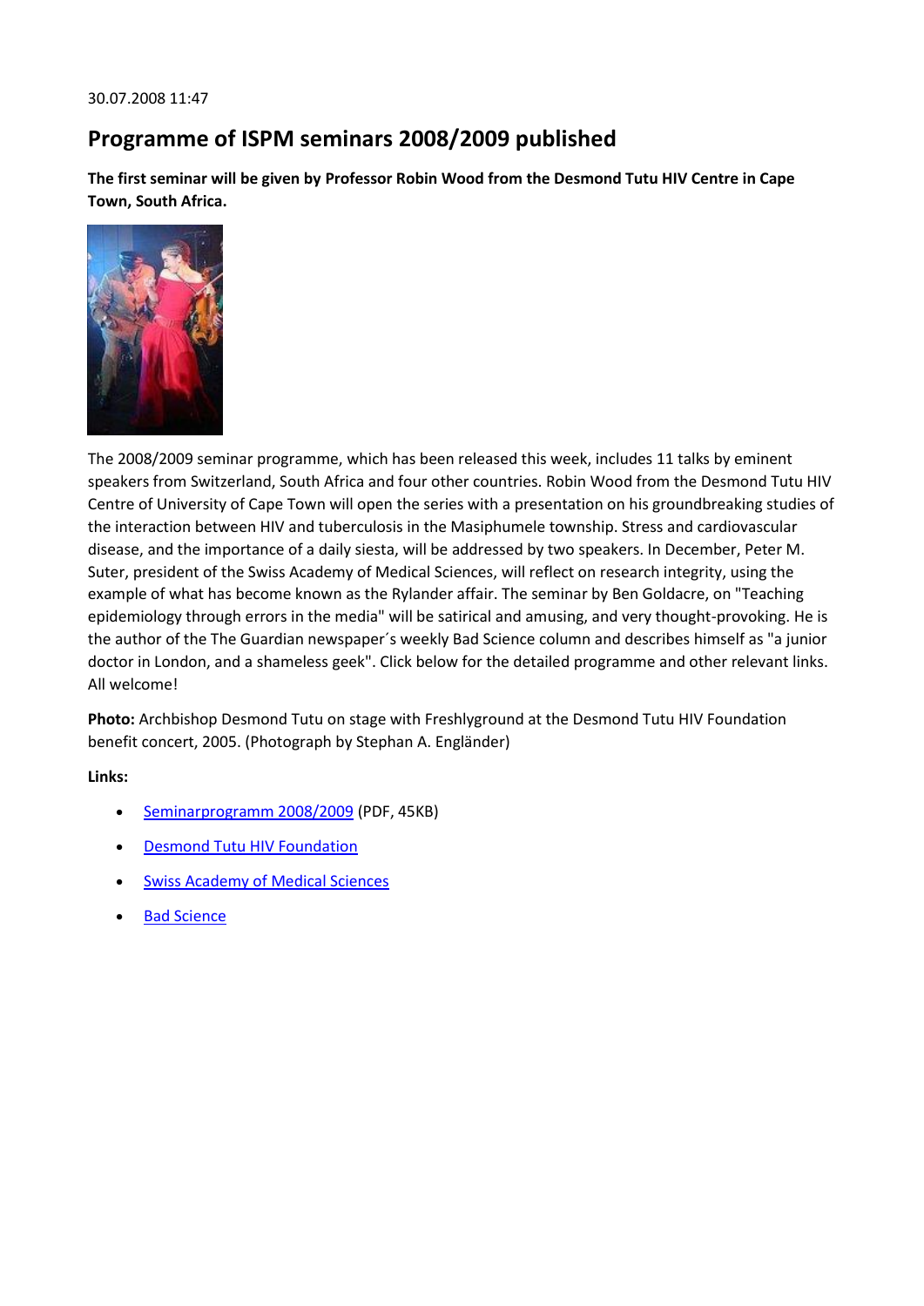30.07.2008 11:47

# Programme of ISPM seminars 2008/2009 published

**The first seminar will be given by Professor Robin Wood from the Desmond Tutu HIV Centre in Cape Town, South Africa.**

The 2008/2009 seminar programme, which has been released this week, includes 11 talks by eminent speakers from Switzerland, South Africa and four other countries. Robin Wood from the Desmond Tutu HIV Centre of University of Cape Town will open the series with a presentation on his groundbreaking studies of the interaction between HIV and tuberculosis in the Masiphumele township. Stress and cardiovascular disease, and the importance of a daily siesta, will be addressed by two speakers. In December, Peter M. Suter, president of the Swiss Academy of Medical Sciences, will reflect on research integrity, using the example of what has become known as the Rylander affair. The seminar by Ben Goldacre, on "Teaching epidemiology through errors in the media" will be satirical and amusing, and very thought-provoking. He is the author of the The Guardian newspaper´s weekly Bad Science column and describes himself as "a junior doctor in London, and a shameless geek". Click below for the detailed programme and other relevant links. All welcome!

**Photo:** Archbishop Desmond Tutu on stage with Freshlyground at the Desmond Tutu HIV Foundation benefit concert, 2005. (Photograph by Stephan A. Engländer)

**Links:**

- Seminarprogramm 2008/2009 (PDF, 45KB)
- Desmond Tutu HIV Foundation
- Swiss Academy of Medical Sciences
- Bad Science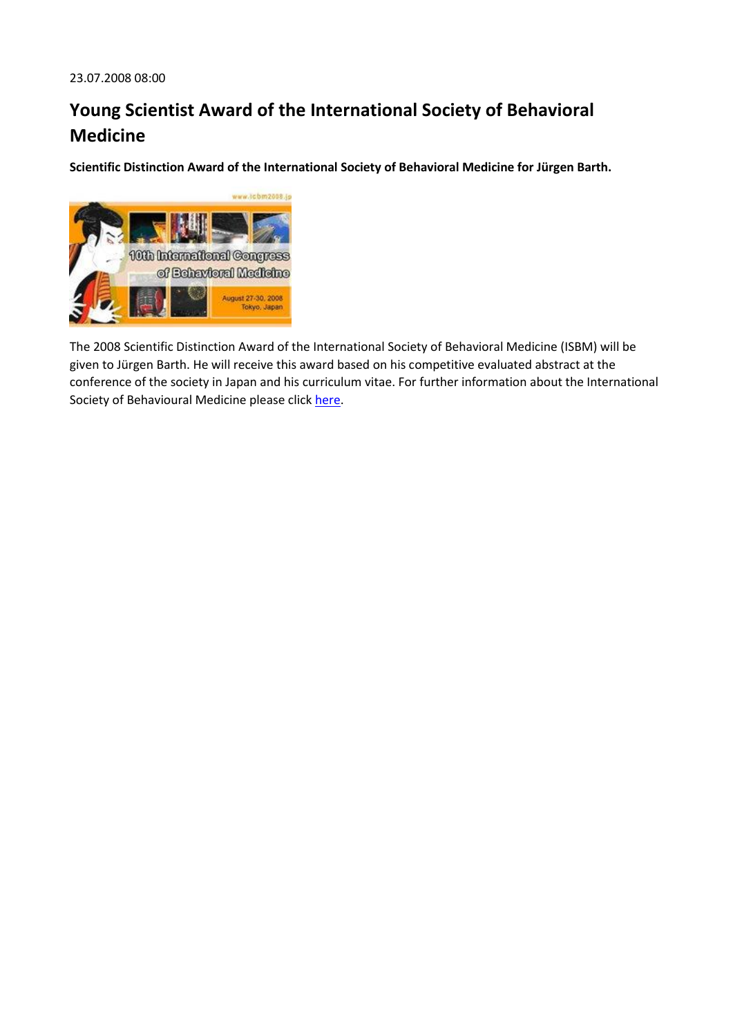23.07.2008 08:00

# Young Scientist Award of the International Society of Behavioral Medicine

**Scientific Distinction Award of the International Society of Behavioral Medicine for Jürgen Barth.**

The 2008 Scientific Distinction Award of the International Society of Behavioral Medicine (ISBM) will be given to Jürgen Barth. He will receive this award based on his competitive evaluated abstract at the conference of the society in Japan and his curriculum vitae. For further information about the International Society of Behavioural Medicine please click here.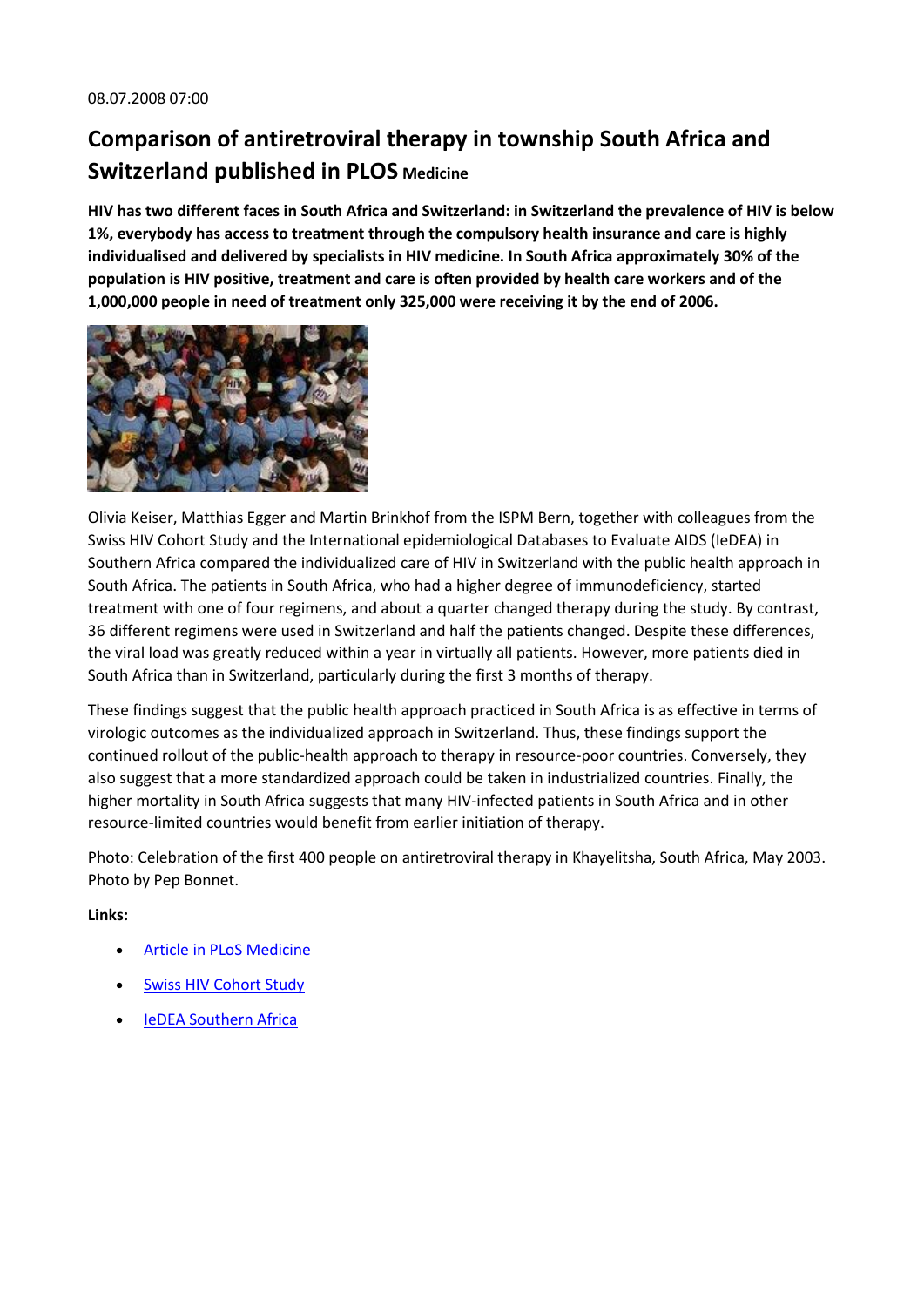08.07.2008 07:00

# Comparison of antiretroviral therapy in township South Africa and Switzerland published in PLOS Medicine

**HIV has two different faces in South Africa and Switzerland: in Switzerland the prevalence of HIV is below 1%, everybody has access to treatment through the compulsory health insurance and care is highly individualised and delivered by specialists in HIV medicine. In South Africa approximately 30% of the population is HIV positive, treatment and care is often provided by health care workers and of the 1,000,000 people in need of treatment only 325,000 were receiving it by the end of 2006.**

Olivia Keiser, Matthias Egger and Martin Brinkhof from the ISPM Bern, together with colleagues from the Swiss HIV Cohort Study and the International epidemiological Databases to Evaluate AIDS (IeDEA) in Southern Africa compared the individualized care of HIV in Switzerland with the public health approach in South Africa. The patients in South Africa, who had a higher degree of immunodeficiency, started treatment with one of four regimens, and about a quarter changed therapy during the study. By contrast, 36 different regimens were used in Switzerland and half the patients changed. Despite these differences, the viral load was greatly reduced within a year in virtually all patients. However, more patients died in South Africa than in Switzerland, particularly during the first 3 months of therapy.

These findings suggest that the public health approach practiced in South Africa is as effective in terms of virologic outcomes as the individualized approach in Switzerland. Thus, these findings support the continued rollout of the public-health approach to therapy in resource-poor countries. Conversely, they also suggest that a more standardized approach could be taken in industrialized countries. Finally, the higher mortality in South Africa suggests that many HIV-infected patients in South Africa and in other resource-limited countries would benefit from earlier initiation of therapy.

Photo: Celebration of the first 400 people on antiretroviral therapy in Khayelitsha, South Africa, May 2003. Photo by Pep Bonnet.

**Links:**

- Article in PLoS Medicine
- Swiss HIV Cohort Study
- IeDEA Southern Africa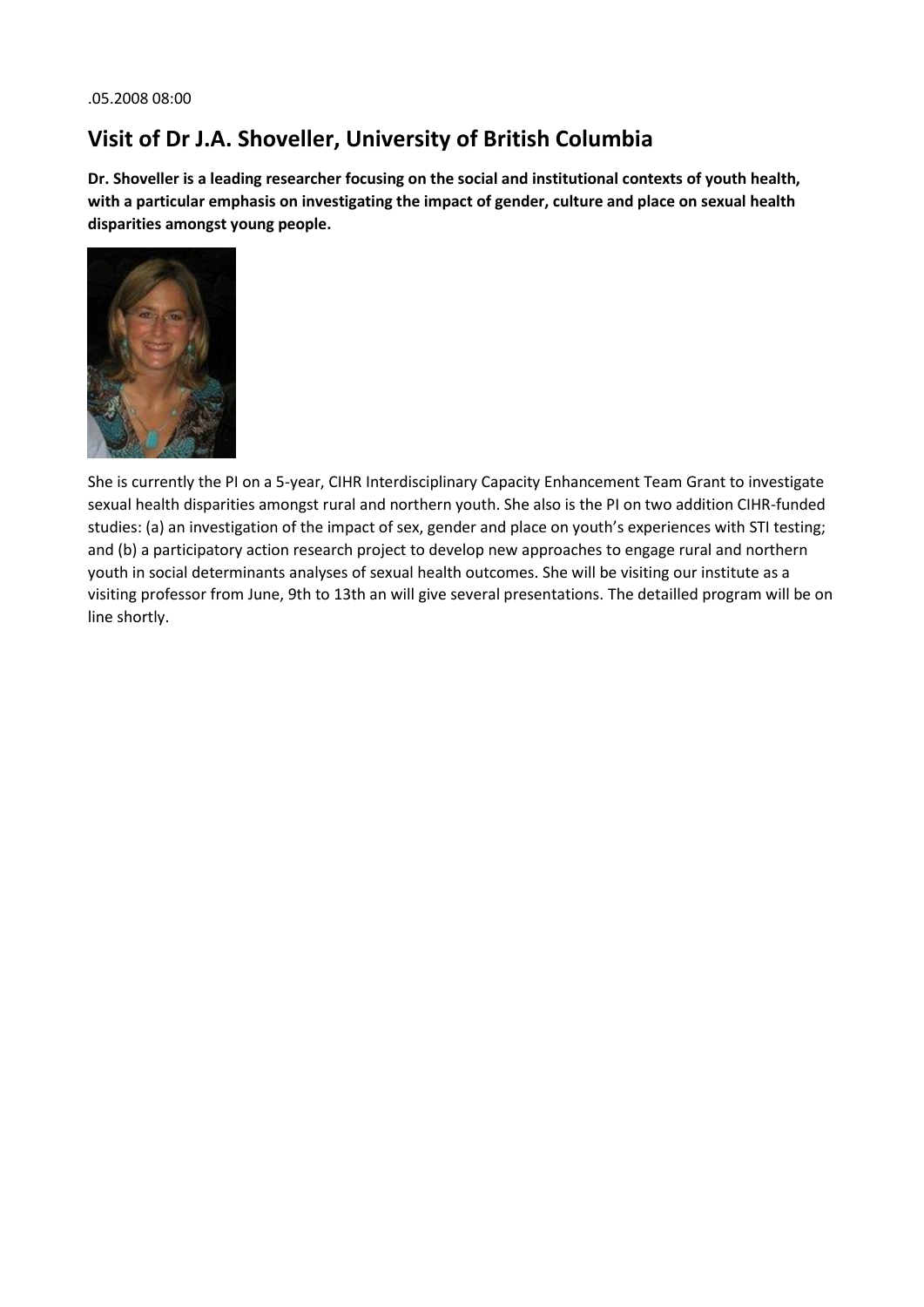.05.2008 08:00

## Visit of Dr J.A. Shoveller, University of British Columbia

**Dr. Shoveller is a leading researcher focusing on the social and institutional contexts of youth health, with a particular emphasis on investigating the impact of gender, culture and place on sexual health disparities amongst young people.**

She is currently the PI on a 5-year, CIHR Interdisciplinary Capacity Enhancement Team Grant to investigate sexual health disparities amongst rural and northern youth. She also is the PI on two addition CIHR-funded studies: (a) an investigation of the impact of sex, gender and place on youth's experiences with STI testing; and (b) a participatory action research project to develop new approaches to engage rural and northern youth in social determinants analyses of sexual health outcomes. She will be visiting our institute as a visiting professor from June, 9th to 13th an will give several presentations. The detailled program will be on line shortly.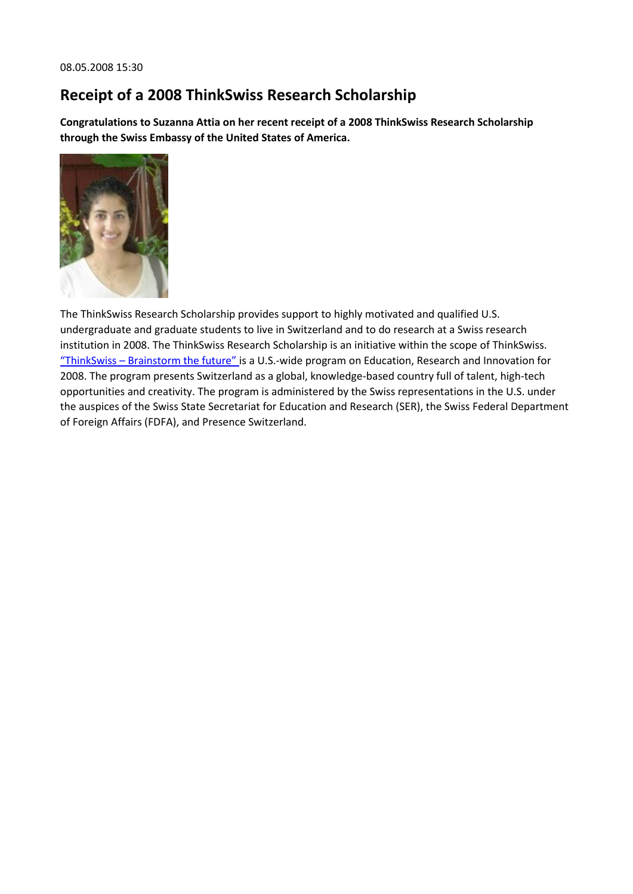08.05.2008 15:30

# Receipt of a 2008 ThinkSwiss Research Scholarship

**Congratulations to Suzanna Attia on her recent receipt of a 2008 ThinkSwiss Research Scholarship through the Swiss Embassy of the United States of America.**

The ThinkSwiss Research Scholarship provides support to highly motivated and qualified U.S. undergraduate and graduate students to live in Switzerland and to do research at a Swiss research institution in 2008. The ThinkSwiss Research Scholarship is an initiative within the scope of ThinkSwiss. "ThinkSwiss – Brainstorm the future" is a U.S.-wide program on Education, Research and Innovation for 2008. The program presents Switzerland as a global, knowledge-based country full of talent, high-tech opportunities and creativity. The program is administered by the Swiss representations in the U.S. under the auspices of the Swiss State Secretariat for Education and Research (SER), the Swiss Federal Department of Foreign Affairs (FDFA), and Presence Switzerland.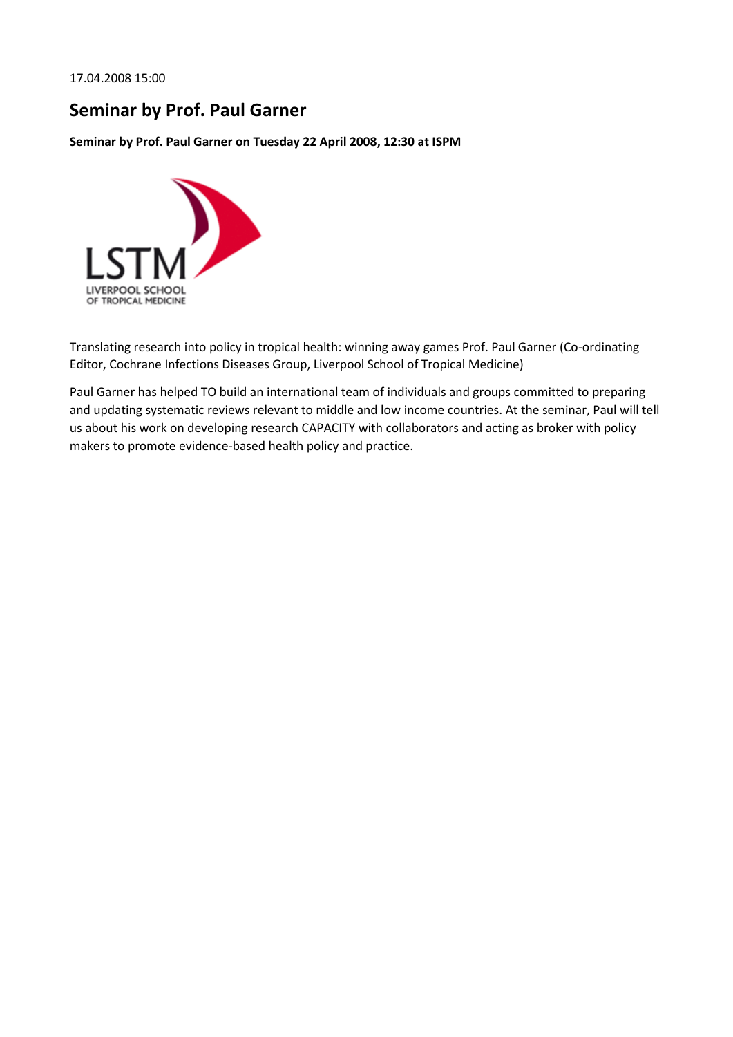17.04.2008 15:00

# Seminar by Prof. Paul Garner

**Seminar by Prof. Paul Garner on Tuesday 22 April 2008, 12:30 at ISPM**

Translating research into policy in tropical health: winning away games Prof. Paul Garner (Co-ordinating Editor, Cochrane Infections Diseases Group, Liverpool School of Tropical Medicine)

Paul Garner has helped TO build an international team of individuals and groups committed to preparing and updating systematic reviews relevant to middle and low income countries. At the seminar, Paul will tell us about his work on developing research CAPACITY with collaborators and acting as broker with policy makers to promote evidence-based health policy and practice.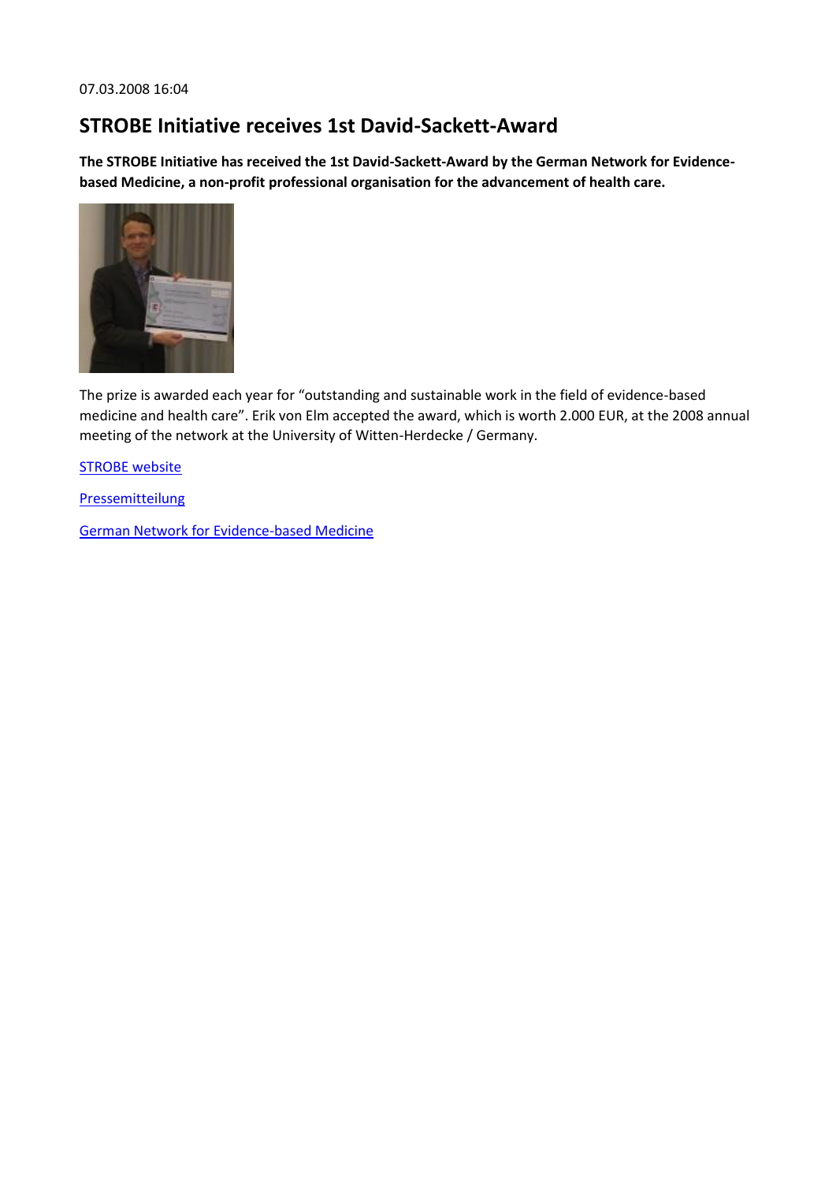07.03.2008 16:04

# STROBE Initiative receives 1st David-Sackett-Award

**The STROBE Initiative has received the 1st David-Sackett-Award by the German Network for Evidence-based Medicine, a non-profit professional organisation for the advancement of health care.**

The prize is awarded each year for "outstanding and sustainable work in the field of evidence-based medicine and health care". Erik von Elm accepted the award, which is worth 2.000 EUR, at the 2008 annual meeting of the network at the University of Witten-Herdecke / Germany.

STROBE website

Pressemitteilung

German Network for Evidence-based Medicine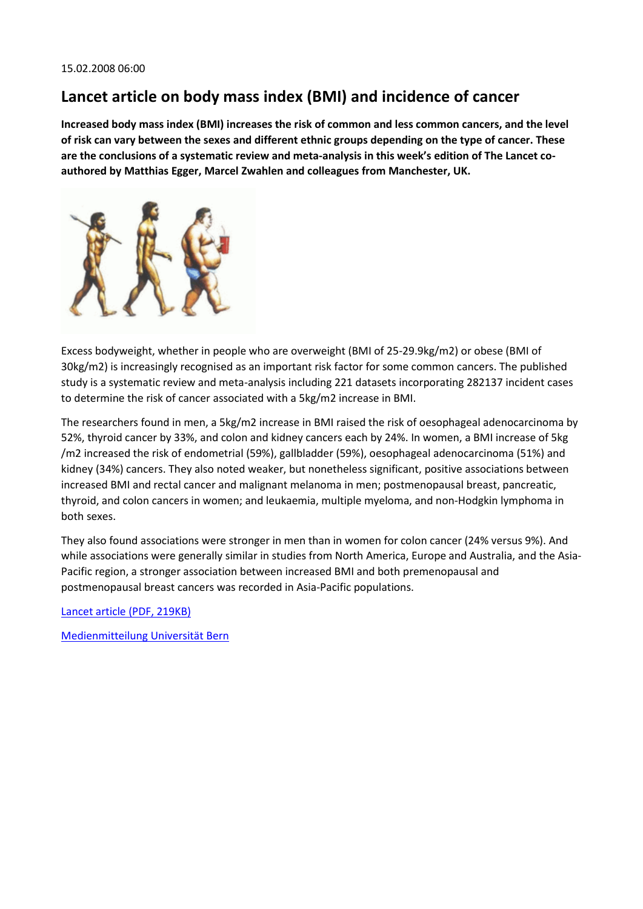15.02.2008 06:00

## Lancet article on body mass index (BMI) and incidence of cancer

**Increased body mass index (BMI) increases the risk of common and less common cancers, and the level of risk can vary between the sexes and different ethnic groups depending on the type of cancer. These are the conclusions of a systematic review and meta-analysis in this week's edition of The Lancet co-authored by Matthias Egger, Marcel Zwahlen and colleagues from Manchester, UK.**

Excess bodyweight, whether in people who are overweight (BMI of 25-29.9kg/m2) or obese (BMI of 30kg/m2) is increasingly recognised as an important risk factor for some common cancers. The published study is a systematic review and meta-analysis including 221 datasets incorporating 282137 incident cases to determine the risk of cancer associated with a 5kg/m2 increase in BMI.

The researchers found in men, a 5kg/m2 increase in BMI raised the risk of oesophageal adenocarcinoma by 52%, thyroid cancer by 33%, and colon and kidney cancers each by 24%. In women, a BMI increase of 5kg /m2 increased the risk of endometrial (59%), gallbladder (59%), oesophageal adenocarcinoma (51%) and kidney (34%) cancers. They also noted weaker, but nonetheless significant, positive associations between increased BMI and rectal cancer and malignant melanoma in men; postmenopausal breast, pancreatic, thyroid, and colon cancers in women; and leukaemia, multiple myeloma, and non-Hodgkin lymphoma in both sexes.

They also found associations were stronger in men than in women for colon cancer (24% versus 9%). And while associations were generally similar in studies from North America, Europe and Australia, and the Asia-Pacific region, a stronger association between increased BMI and both premenopausal and postmenopausal breast cancers was recorded in Asia-Pacific populations.

Lancet article (PDF, 219KB)

Medienmitteilung Universität Bern